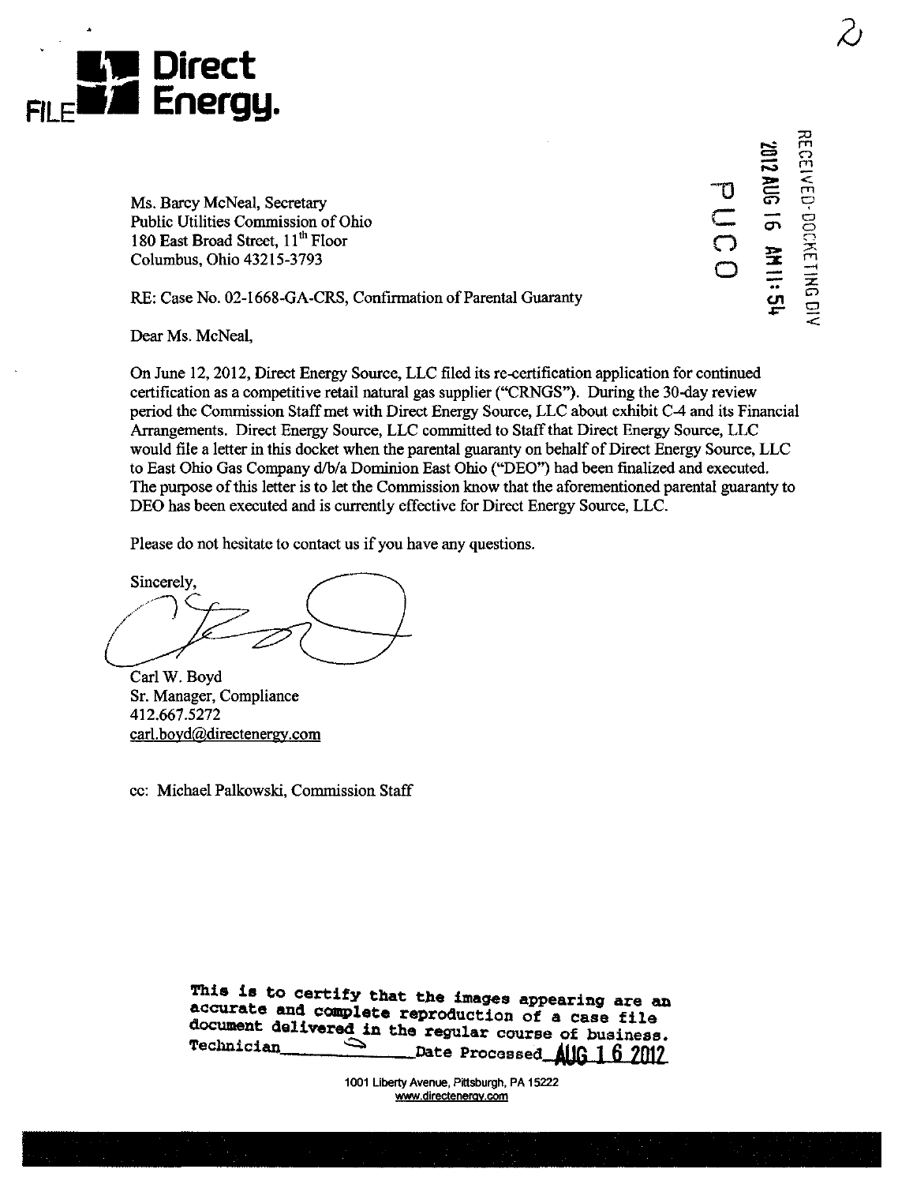**Direct Energy.**

FILE

RECEIVED-DOCKETING DIV

2012 AUG 16 AM 11:54

PUCO

Ms. Barcy McNeal, Secretary
Public Utilities Commission of Ohio
180 East Broad Street, 11th Floor
Columbus, Ohio 43215-3793

RE: Case No. 02-1668-GA-CRS, Confirmation of Parental Guaranty

Dear Ms. McNeal,

On June 12, 2012, Direct Energy Source, LLC filed its re-certification application for continued certification as a competitive retail natural gas supplier ("CRNGS"). During the 30-day review period the Commission Staff met with Direct Energy Source, LLC about exhibit C-4 and its Financial Arrangements. Direct Energy Source, LLC committed to Staff that Direct Energy Source, LLC would file a letter in this docket when the parental guaranty on behalf of Direct Energy Source, LLC to East Ohio Gas Company d/b/a Dominion East Ohio ("DEO") had been finalized and executed. The purpose of this letter is to let the Commission know that the aforementioned parental guaranty to DEO has been executed and is currently effective for Direct Energy Source, LLC.

Please do not hesitate to contact us if you have any questions.

Sincerely,

Carl W. Boyd
Sr. Manager, Compliance
412.667.5272
carl.boyd@directenergy.com

cc: Michael Palkowski, Commission Staff

This is to certify that the images appearing are an accurate and complete reproduction of a case file document delivered in the regular course of business.
Technician ______ Date Processed AUG 16 2012

1001 Liberty Avenue, Pittsburgh, PA 15222
www.directenergy.com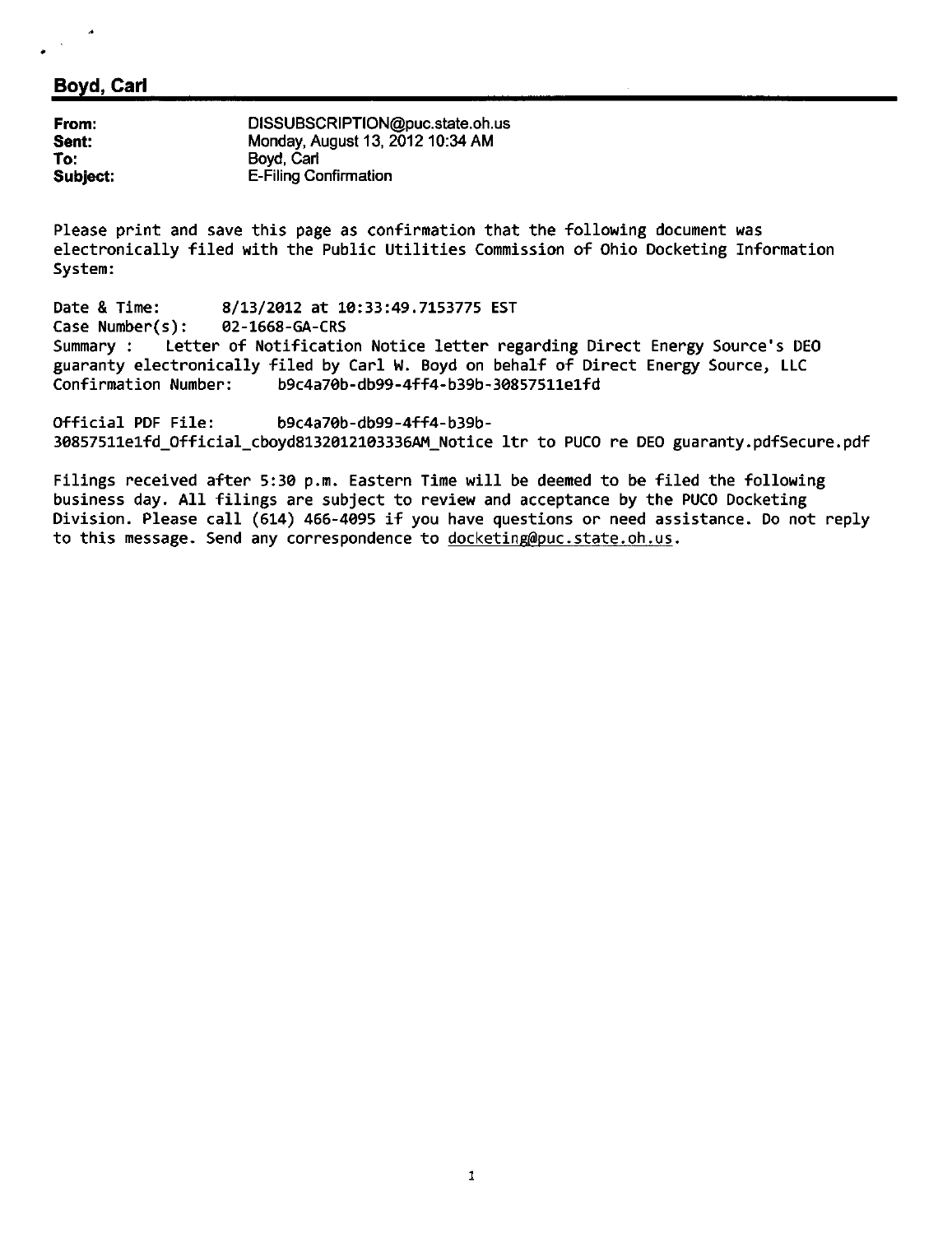## Boyd, Carl

| | |
|---|---|
| **From:** | DISSUBSCRIPTION@puc.state.oh.us |
| **Sent:** | Monday, August 13, 2012 10:34 AM |
| **To:** | Boyd, Carl |
| **Subject:** | E-Filing Confirmation |

Please print and save this page as confirmation that the following document was electronically filed with the Public Utilities Commission of Ohio Docketing Information System:

Date & Time: 8/13/2012 at 10:33:49.7153775 EST
Case Number(s): 02-1668-GA-CRS
Summary : Letter of Notification Notice letter regarding Direct Energy Source's DEO guaranty electronically filed by Carl W. Boyd on behalf of Direct Energy Source, LLC
Confirmation Number: b9c4a70b-db99-4ff4-b39b-30857511e1fd

Official PDF File: b9c4a70b-db99-4ff4-b39b-30857511e1fd_Official_cboyd8132012103336AM_Notice ltr to PUCO re DEO guaranty.pdfSecure.pdf

Filings received after 5:30 p.m. Eastern Time will be deemed to be filed the following business day. All filings are subject to review and acceptance by the PUCO Docketing Division. Please call (614) 466-4095 if you have questions or need assistance. Do not reply to this message. Send any correspondence to docketing@puc.state.oh.us.